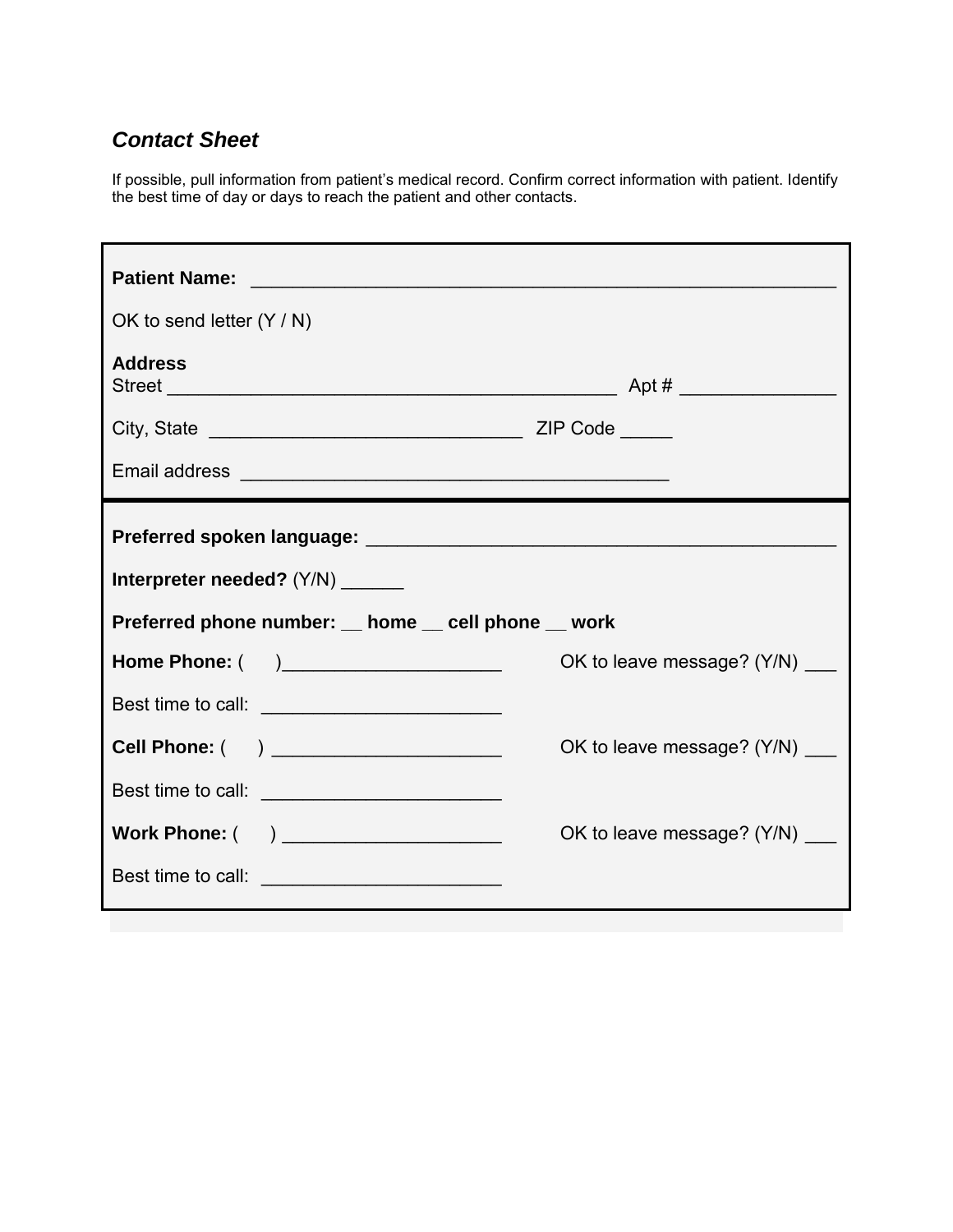## *Contact Sheet*

If possible, pull information from patient's medical record. Confirm correct information with patient. Identify the best time of day or days to reach the patient and other contacts.

**Patient Name:** _______________________________________________________

OK to send letter (Y / N)

**Address**
Street _________________________________________ Apt # _______________

City, State _____________________________ ZIP Code _____

Email address ________________________________________

**Preferred spoken language:** ___________________________________________

**Interpreter needed?** (Y/N) ______

**Preferred phone number: __ home __ cell phone __ work**

**Home Phone:** (     )_____________________ OK to leave message? (Y/N) ___

Best time to call: ______________________

**Cell Phone:** (     ) _____________________ OK to leave message? (Y/N) ___

Best time to call: ______________________

**Work Phone:** (     ) ____________________ OK to leave message? (Y/N) ___

Best time to call: ______________________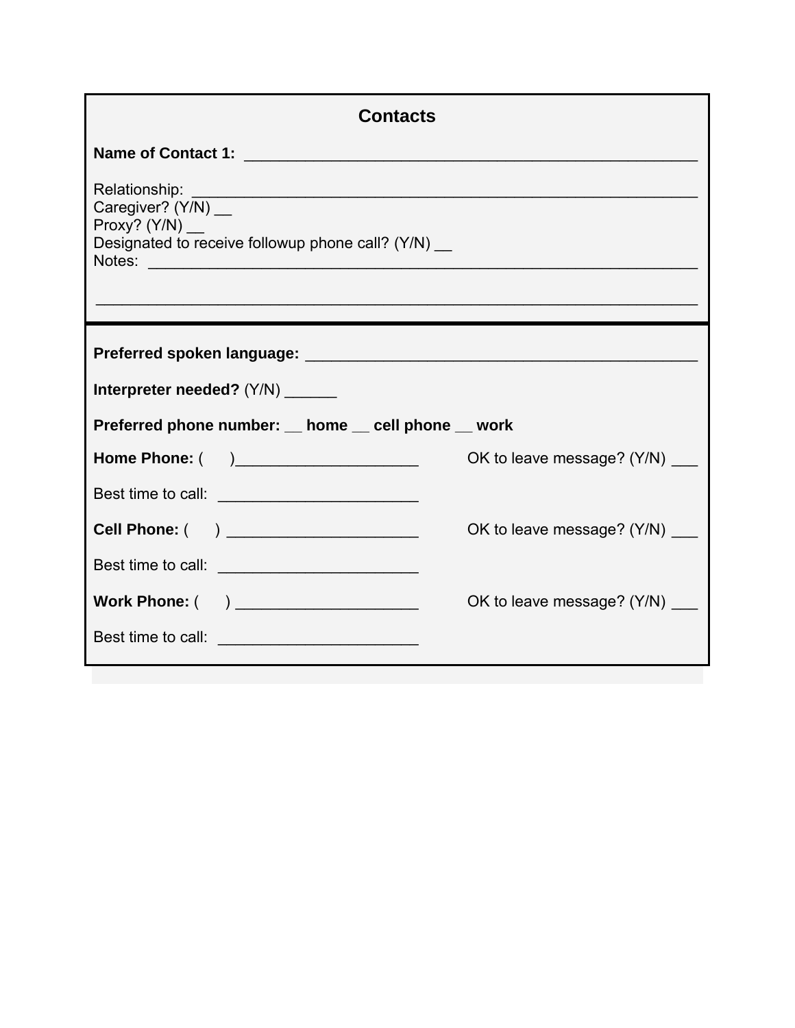## Contacts

**Name of Contact 1:** ____________________________________________________

Relationship: ________________________________________________________
Caregiver? (Y/N) __
Proxy? (Y/N) __
Designated to receive followup phone call? (Y/N) __
Notes: _____________________________________________________________

_______________________________________________________________________

---

**Preferred spoken language:** ___________________________________________

**Interpreter needed?** (Y/N) ______

**Preferred phone number:** __ **home** __ **cell phone** __ **work**

**Home Phone:** (      )_____________________ OK to leave message? (Y/N) ___

Best time to call: _______________________

**Cell Phone:** (      ) ______________________ OK to leave message? (Y/N) ___

Best time to call: _______________________

**Work Phone:** (      ) _____________________ OK to leave message? (Y/N) ___

Best time to call: _______________________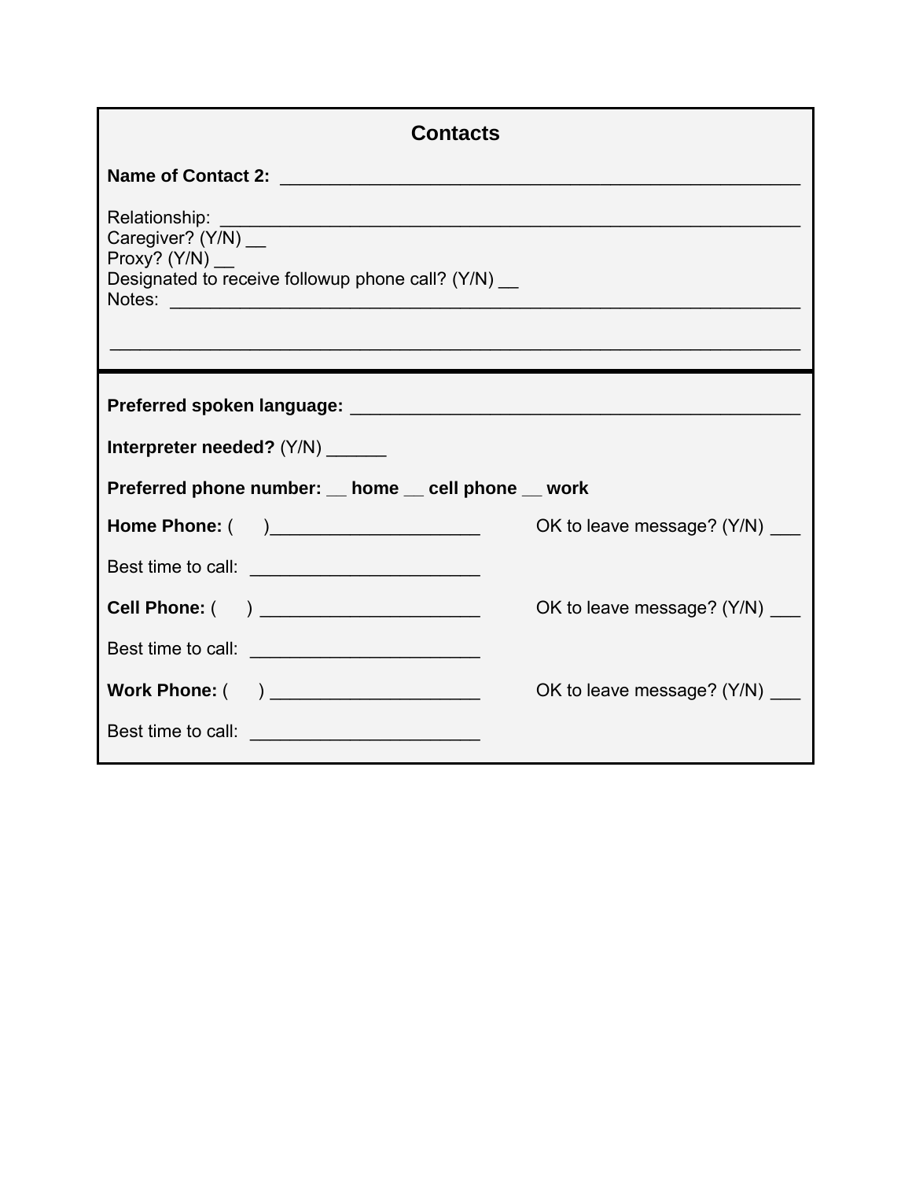## Contacts

**Name of Contact 2:** ______________________________________________________

Relationship: ________________________________________________________
Caregiver? (Y/N) __
Proxy? (Y/N) __
Designated to receive followup phone call? (Y/N) __
Notes: ____________________________________________________________

______________________________________________________________________

---

**Preferred spoken language:** ____________________________________________

**Interpreter needed?** (Y/N) ______

**Preferred phone number: __ home __ cell phone __ work**

**Home Phone:** (      )_____________________ OK to leave message? (Y/N) ___

Best time to call: _______________________

**Cell Phone:** (      ) ______________________ OK to leave message? (Y/N) ___

Best time to call: _______________________

**Work Phone:** (      ) _____________________ OK to leave message? (Y/N) ___

Best time to call: _______________________